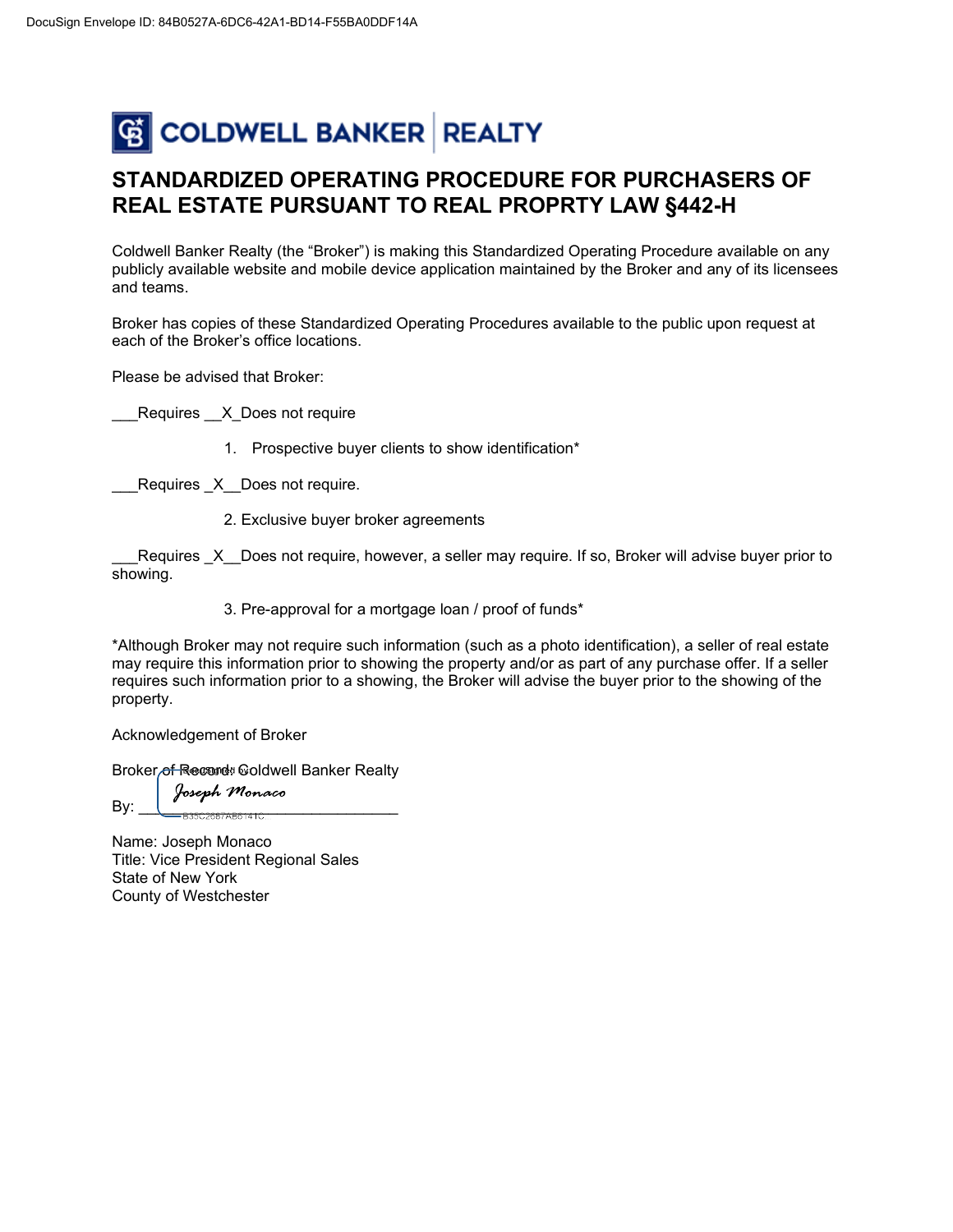DocuSign Envelope ID: 84B0527A-6DC6-42A1-BD14-F55BA0DDF14A

COLDWELL BANKER | REALTY

# STANDARDIZED OPERATING PROCEDURE FOR PURCHASERS OF REAL ESTATE PURSUANT TO REAL PROPRTY LAW §442-H

Coldwell Banker Realty (the "Broker") is making this Standardized Operating Procedure available on any publicly available website and mobile device application maintained by the Broker and any of its licensees and teams.

Broker has copies of these Standardized Operating Procedures available to the public upon request at each of the Broker's office locations.

Please be advised that Broker:

___Requires __X_Does not require

1. Prospective buyer clients to show identification*

___Requires _X__Does not require.

2. Exclusive buyer broker agreements

___Requires _X__Does not require, however, a seller may require. If so, Broker will advise buyer prior to showing.

3. Pre-approval for a mortgage loan / proof of funds*

*Although Broker may not require such information (such as a photo identification), a seller of real estate may require this information prior to showing the property and/or as part of any purchase offer. If a seller requires such information prior to a showing, the Broker will advise the buyer prior to the showing of the property.

Acknowledgement of Broker

Broker of Record: Coldwell Banker Realty

By: *Joseph Monaco* ______________________________
B35C2687AB6141C

Name: Joseph Monaco
Title: Vice President Regional Sales
State of New York
County of Westchester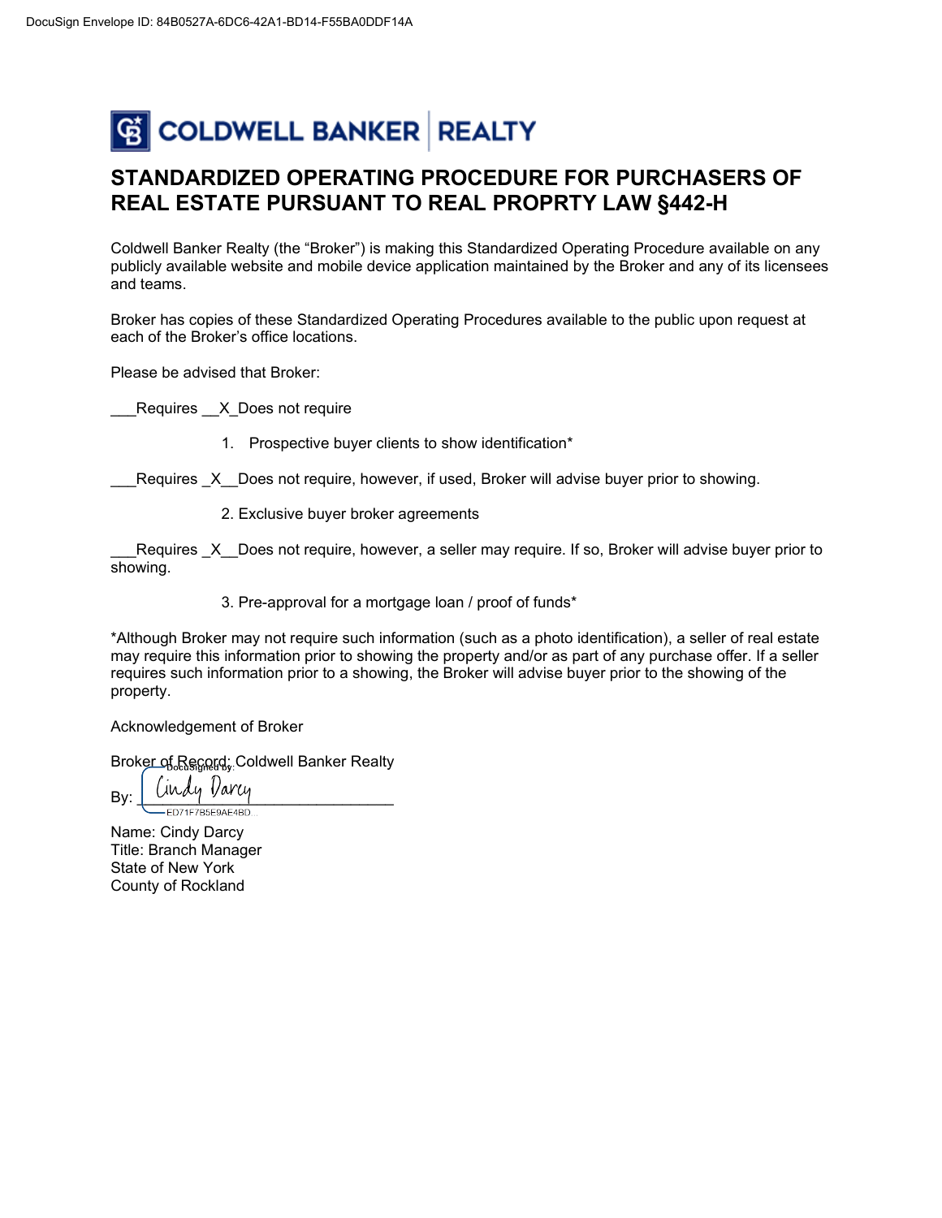# STANDARDIZED OPERATING PROCEDURE FOR PURCHASERS OF REAL ESTATE PURSUANT TO REAL PROPRTY LAW §442-H

Coldwell Banker Realty (the "Broker") is making this Standardized Operating Procedure available on any publicly available website and mobile device application maintained by the Broker and any of its licensees and teams.

Broker has copies of these Standardized Operating Procedures available to the public upon request at each of the Broker's office locations.

Please be advised that Broker:

___Requires __X_Does not require

1. Prospective buyer clients to show identification*

___Requires _X__Does not require, however, if used, Broker will advise buyer prior to showing.

2. Exclusive buyer broker agreements

___Requires _X__Does not require, however, a seller may require. If so, Broker will advise buyer prior to showing.

3. Pre-approval for a mortgage loan / proof of funds*

*Although Broker may not require such information (such as a photo identification), a seller of real estate may require this information prior to showing the property and/or as part of any purchase offer. If a seller requires such information prior to a showing, the Broker will advise buyer prior to the showing of the property.

Acknowledgement of Broker

Broker of Record: Coldwell Banker Realty

By: Cindy Darcy
ED71F7B5E9AE4BD...

Name: Cindy Darcy
Title: Branch Manager
State of New York
County of Rockland